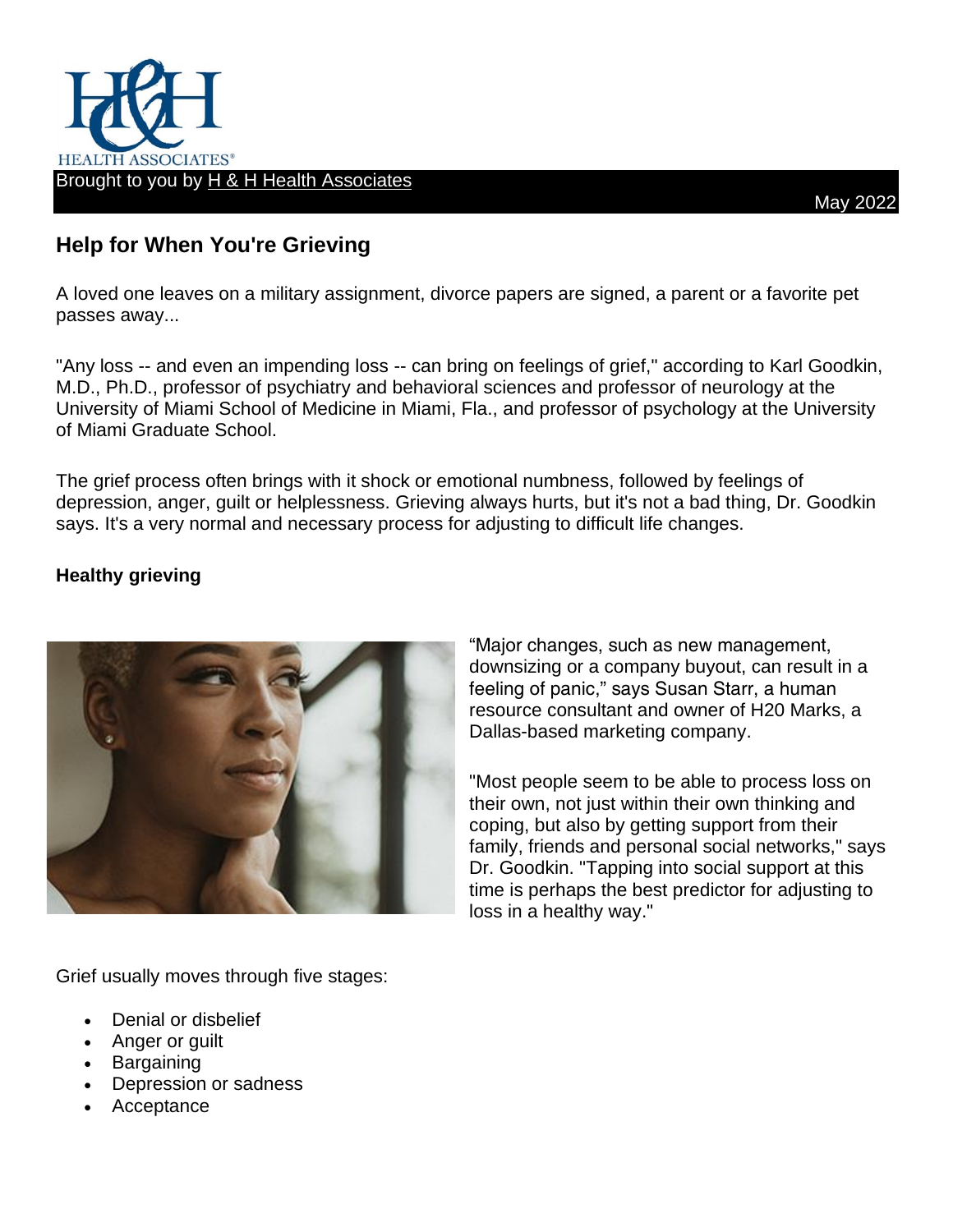HEALTH ASSOCIATES®

Brought to you by H & H Health Associates

May 2022

## Help for When You're Grieving

A loved one leaves on a military assignment, divorce papers are signed, a parent or a favorite pet passes away...

"Any loss -- and even an impending loss -- can bring on feelings of grief," according to Karl Goodkin, M.D., Ph.D., professor of psychiatry and behavioral sciences and professor of neurology at the University of Miami School of Medicine in Miami, Fla., and professor of psychology at the University of Miami Graduate School.

The grief process often brings with it shock or emotional numbness, followed by feelings of depression, anger, guilt or helplessness. Grieving always hurts, but it's not a bad thing, Dr. Goodkin says. It's a very normal and necessary process for adjusting to difficult life changes.

### Healthy grieving

"Major changes, such as new management, downsizing or a company buyout, can result in a feeling of panic," says Susan Starr, a human resource consultant and owner of H20 Marks, a Dallas-based marketing company.

"Most people seem to be able to process loss on their own, not just within their own thinking and coping, but also by getting support from their family, friends and personal social networks," says Dr. Goodkin. "Tapping into social support at this time is perhaps the best predictor for adjusting to loss in a healthy way."

Grief usually moves through five stages:

- Denial or disbelief
- Anger or guilt
- Bargaining
- Depression or sadness
- Acceptance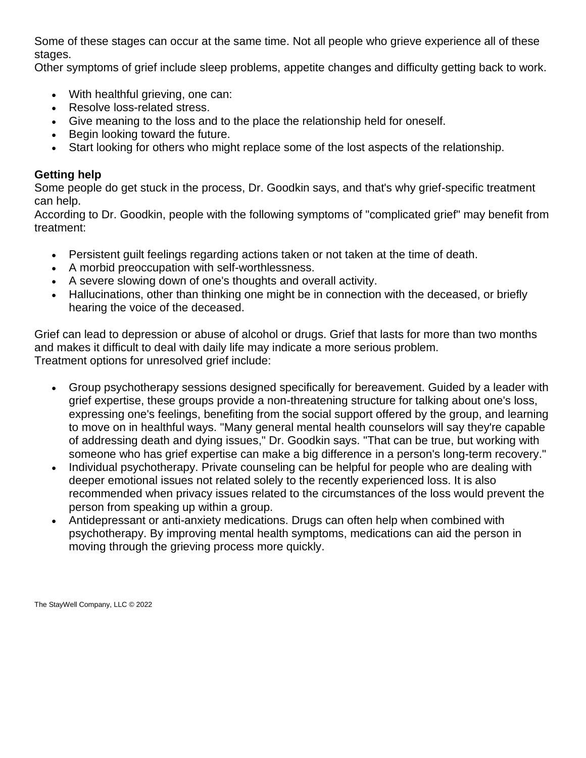Some of these stages can occur at the same time. Not all people who grieve experience all of these stages.
Other symptoms of grief include sleep problems, appetite changes and difficulty getting back to work.

- With healthful grieving, one can:
- Resolve loss-related stress.
- Give meaning to the loss and to the place the relationship held for oneself.
- Begin looking toward the future.
- Start looking for others who might replace some of the lost aspects of the relationship.

**Getting help**

Some people do get stuck in the process, Dr. Goodkin says, and that's why grief-specific treatment can help.
According to Dr. Goodkin, people with the following symptoms of "complicated grief" may benefit from treatment:

- Persistent guilt feelings regarding actions taken or not taken at the time of death.
- A morbid preoccupation with self-worthlessness.
- A severe slowing down of one's thoughts and overall activity.
- Hallucinations, other than thinking one might be in connection with the deceased, or briefly hearing the voice of the deceased.

Grief can lead to depression or abuse of alcohol or drugs. Grief that lasts for more than two months and makes it difficult to deal with daily life may indicate a more serious problem.
Treatment options for unresolved grief include:

- Group psychotherapy sessions designed specifically for bereavement. Guided by a leader with grief expertise, these groups provide a non-threatening structure for talking about one's loss, expressing one's feelings, benefiting from the social support offered by the group, and learning to move on in healthful ways. "Many general mental health counselors will say they're capable of addressing death and dying issues," Dr. Goodkin says. "That can be true, but working with someone who has grief expertise can make a big difference in a person's long-term recovery."
- Individual psychotherapy. Private counseling can be helpful for people who are dealing with deeper emotional issues not related solely to the recently experienced loss. It is also recommended when privacy issues related to the circumstances of the loss would prevent the person from speaking up within a group.
- Antidepressant or anti-anxiety medications. Drugs can often help when combined with psychotherapy. By improving mental health symptoms, medications can aid the person in moving through the grieving process more quickly.

The StayWell Company, LLC © 2022